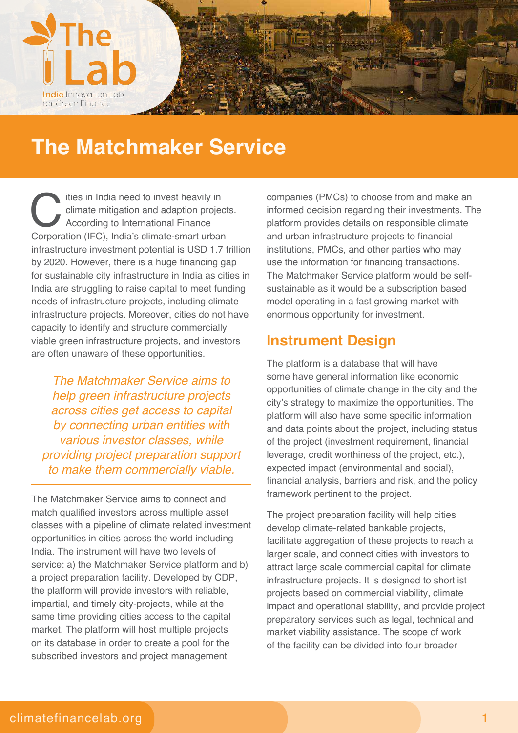# The Matchmaker Service

Cities in India need to invest heavily in climate mitigation and adaption projects. According to International Finance Corporation (IFC), India's climate-smart urban infrastructure investment potential is USD 1.7 trillion by 2020. However, there is a huge financing gap for sustainable city infrastructure in India as cities in India are struggling to raise capital to meet funding needs of infrastructure projects, including climate infrastructure projects. Moreover, cities do not have capacity to identify and structure commercially viable green infrastructure projects, and investors are often unaware of these opportunities.

*The Matchmaker Service aims to help green infrastructure projects across cities get access to capital by connecting urban entities with various investor classes, while providing project preparation support to make them commercially viable.*

The Matchmaker Service aims to connect and match qualified investors across multiple asset classes with a pipeline of climate related investment opportunities in cities across the world including India. The instrument will have two levels of service: a) the Matchmaker Service platform and b) a project preparation facility. Developed by CDP, the platform will provide investors with reliable, impartial, and timely city-projects, while at the same time providing cities access to the capital market. The platform will host multiple projects on its database in order to create a pool for the subscribed investors and project management companies (PMCs) to choose from and make an informed decision regarding their investments. The platform provides details on responsible climate and urban infrastructure projects to financial institutions, PMCs, and other parties who may use the information for financing transactions. The Matchmaker Service platform would be self-sustainable as it would be a subscription based model operating in a fast growing market with enormous opportunity for investment.

## Instrument Design

The platform is a database that will have some have general information like economic opportunities of climate change in the city and the city's strategy to maximize the opportunities. The platform will also have some specific information and data points about the project, including status of the project (investment requirement, financial leverage, credit worthiness of the project, etc.), expected impact (environmental and social), financial analysis, barriers and risk, and the policy framework pertinent to the project.

The project preparation facility will help cities develop climate-related bankable projects, facilitate aggregation of these projects to reach a larger scale, and connect cities with investors to attract large scale commercial capital for climate infrastructure projects. It is designed to shortlist projects based on commercial viability, climate impact and operational stability, and provide project preparatory services such as legal, technical and market viability assistance. The scope of work of the facility can be divided into four broader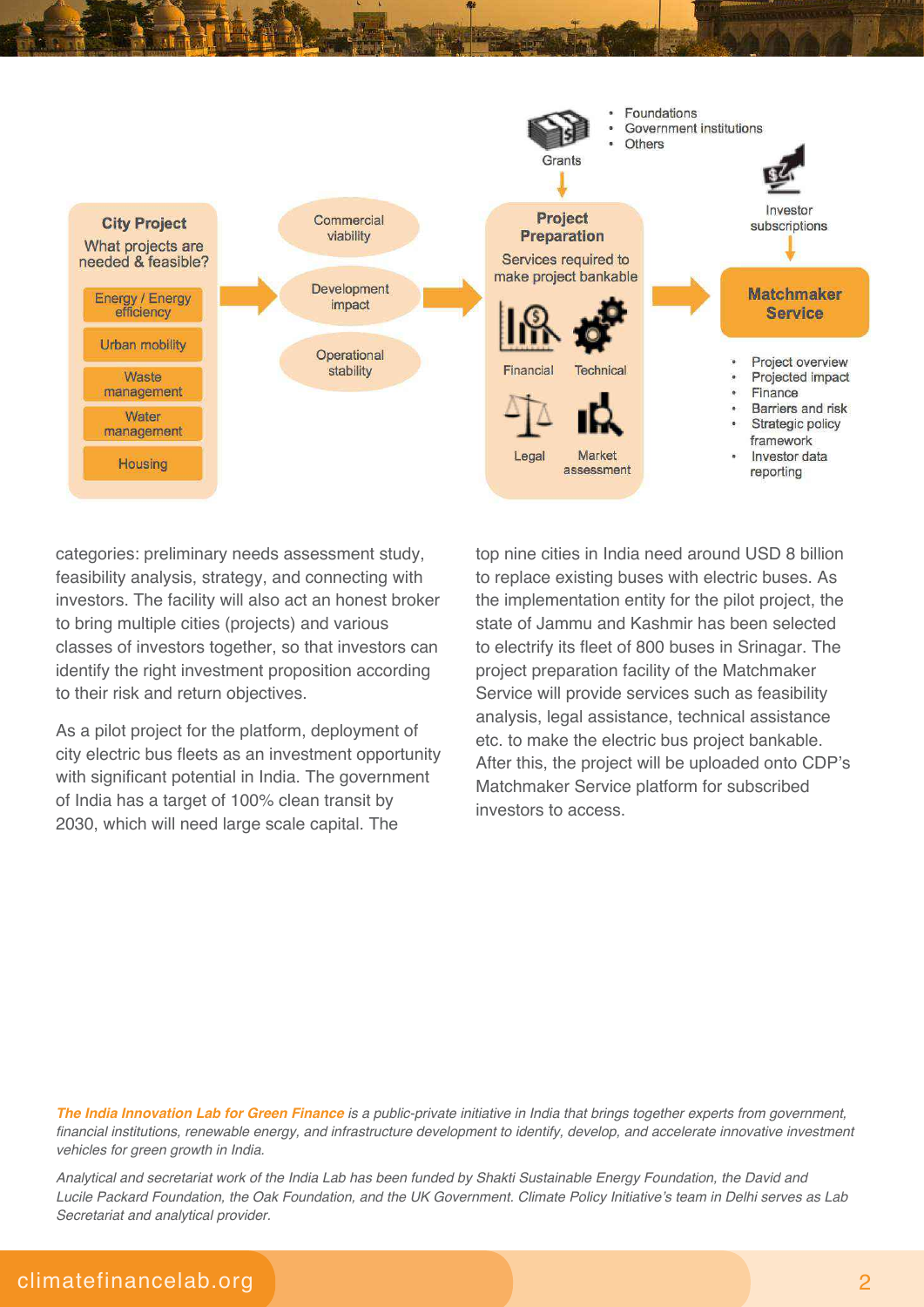City Project

What projects are needed & feasible?

Energy / Energy efficiency

Urban mobility

Waste management

Water management

Housing

Commercial viability

Development impact

Operational stability

Grants

- Foundations
- Government institutions
- Others

Project Preparation

Services required to make project bankable

Financial

Technical

Legal

Market assessment

Investor subscriptions

Matchmaker Service

- Project overview
- Projected impact
- Finance
- Barriers and risk
- Strategic policy framework
- Investor data reporting

categories: preliminary needs assessment study, feasibility analysis, strategy, and connecting with investors. The facility will also act an honest broker to bring multiple cities (projects) and various classes of investors together, so that investors can identify the right investment proposition according to their risk and return objectives.

As a pilot project for the platform, deployment of city electric bus fleets as an investment opportunity with significant potential in India. The government of India has a target of 100% clean transit by 2030, which will need large scale capital. The top nine cities in India need around USD 8 billion to replace existing buses with electric buses. As the implementation entity for the pilot project, the state of Jammu and Kashmir has been selected to electrify its fleet of 800 buses in Srinagar. The project preparation facility of the Matchmaker Service will provide services such as feasibility analysis, legal assistance, technical assistance etc. to make the electric bus project bankable. After this, the project will be uploaded onto CDP's Matchmaker Service platform for subscribed investors to access.

*__The India Innovation Lab for Green Finance__ is a public-private initiative in India that brings together experts from government, financial institutions, renewable energy, and infrastructure development to identify, develop, and accelerate innovative investment vehicles for green growth in India.*

*Analytical and secretariat work of the India Lab has been funded by Shakti Sustainable Energy Foundation, the David and Lucile Packard Foundation, the Oak Foundation, and the UK Government. Climate Policy Initiative's team in Delhi serves as Lab Secretariat and analytical provider.*

climatefinancelab.org